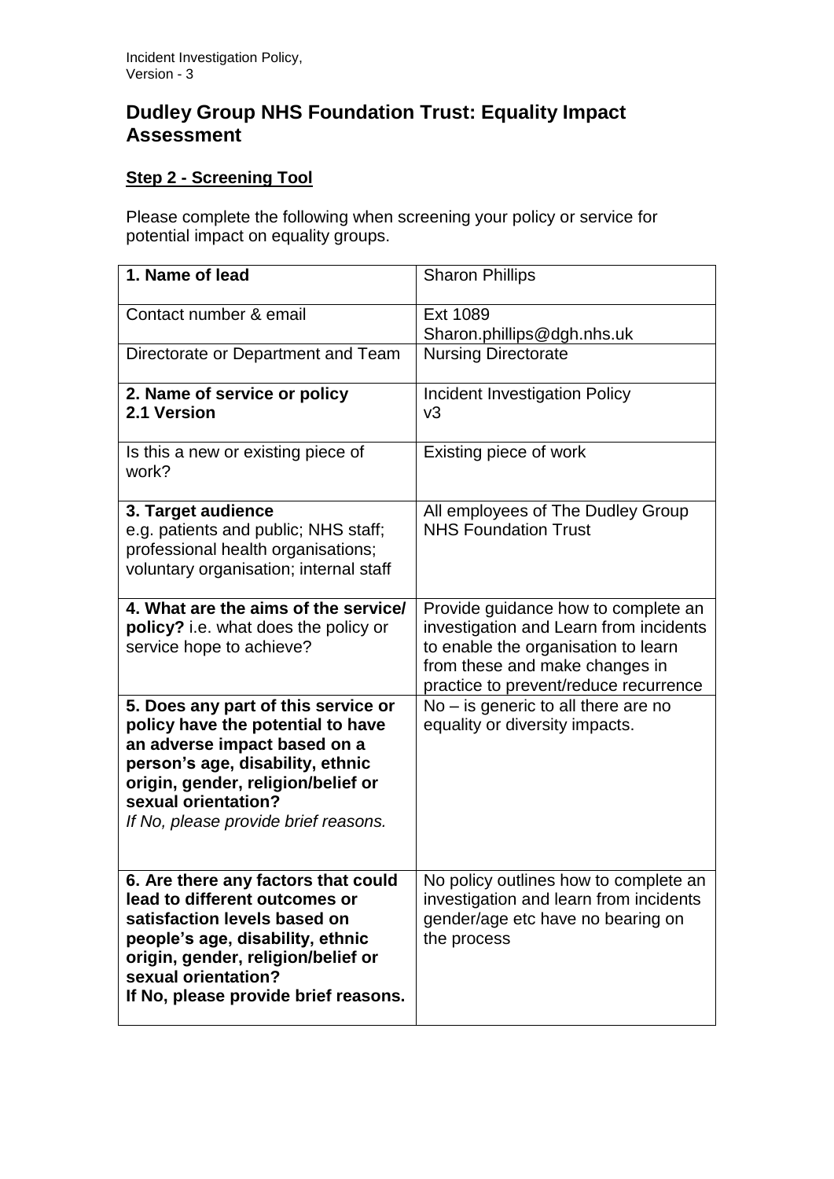# Dudley Group NHS Foundation Trust: Equality Impact Assessment

**Step 2 - Screening Tool**

Please complete the following when screening your policy or service for potential impact on equality groups.

| **1. Name of lead** | Sharon Phillips |
|---|---|
| Contact number & email | Ext 1089<br>Sharon.phillips@dgh.nhs.uk |
| Directorate or Department and Team | Nursing Directorate |
| **2. Name of service or policy**<br>**2.1 Version** | Incident Investigation Policy<br>v3 |
| Is this a new or existing piece of work? | Existing piece of work |
| **3. Target audience**<br>e.g. patients and public; NHS staff; professional health organisations; voluntary organisation; internal staff | All employees of The Dudley Group NHS Foundation Trust |
| **4. What are the aims of the service/ policy?** i.e. what does the policy or service hope to achieve? | Provide guidance how to complete an investigation and Learn from incidents to enable the organisation to learn from these and make changes in practice to prevent/reduce recurrence |
| **5. Does any part of this service or policy have the potential to have an adverse impact based on a person's age, disability, ethnic origin, gender, religion/belief or sexual orientation?**<br>*If No, please provide brief reasons.* | No – is generic to all there are no equality or diversity impacts. |
| **6. Are there any factors that could lead to different outcomes or satisfaction levels based on people's age, disability, ethnic origin, gender, religion/belief or sexual orientation?**<br>**If No, please provide brief reasons.** | No policy outlines how to complete an investigation and learn from incidents gender/age etc have no bearing on the process |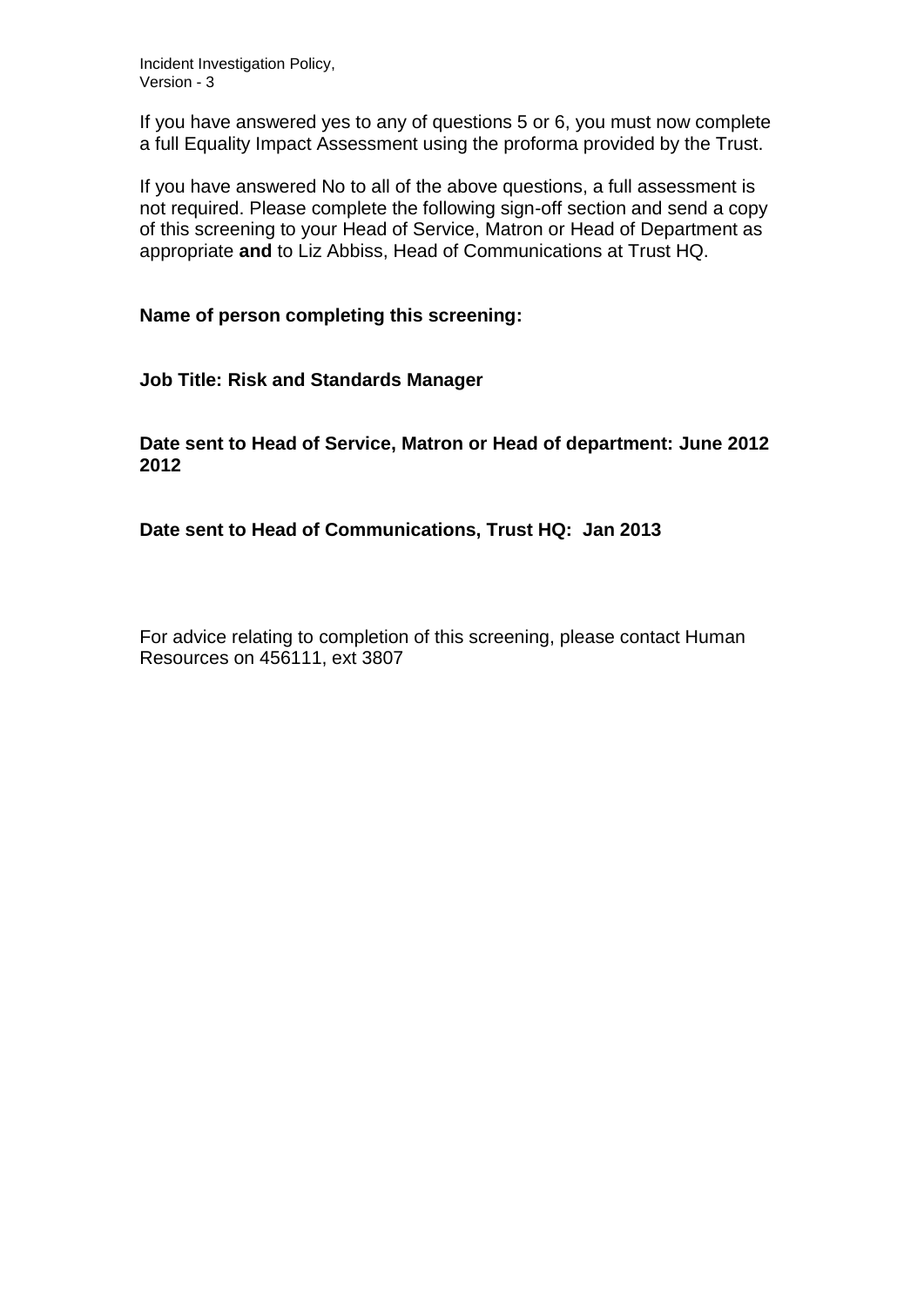If you have answered yes to any of questions 5 or 6, you must now complete a full Equality Impact Assessment using the proforma provided by the Trust.

If you have answered No to all of the above questions, a full assessment is not required. Please complete the following sign-off section and send a copy of this screening to your Head of Service, Matron or Head of Department as appropriate **and** to Liz Abbiss, Head of Communications at Trust HQ.

**Name of person completing this screening:**

**Job Title: Risk and Standards Manager**

**Date sent to Head of Service, Matron or Head of department: June 2012 2012**

**Date sent to Head of Communications, Trust HQ: Jan 2013**

For advice relating to completion of this screening, please contact Human Resources on 456111, ext 3807